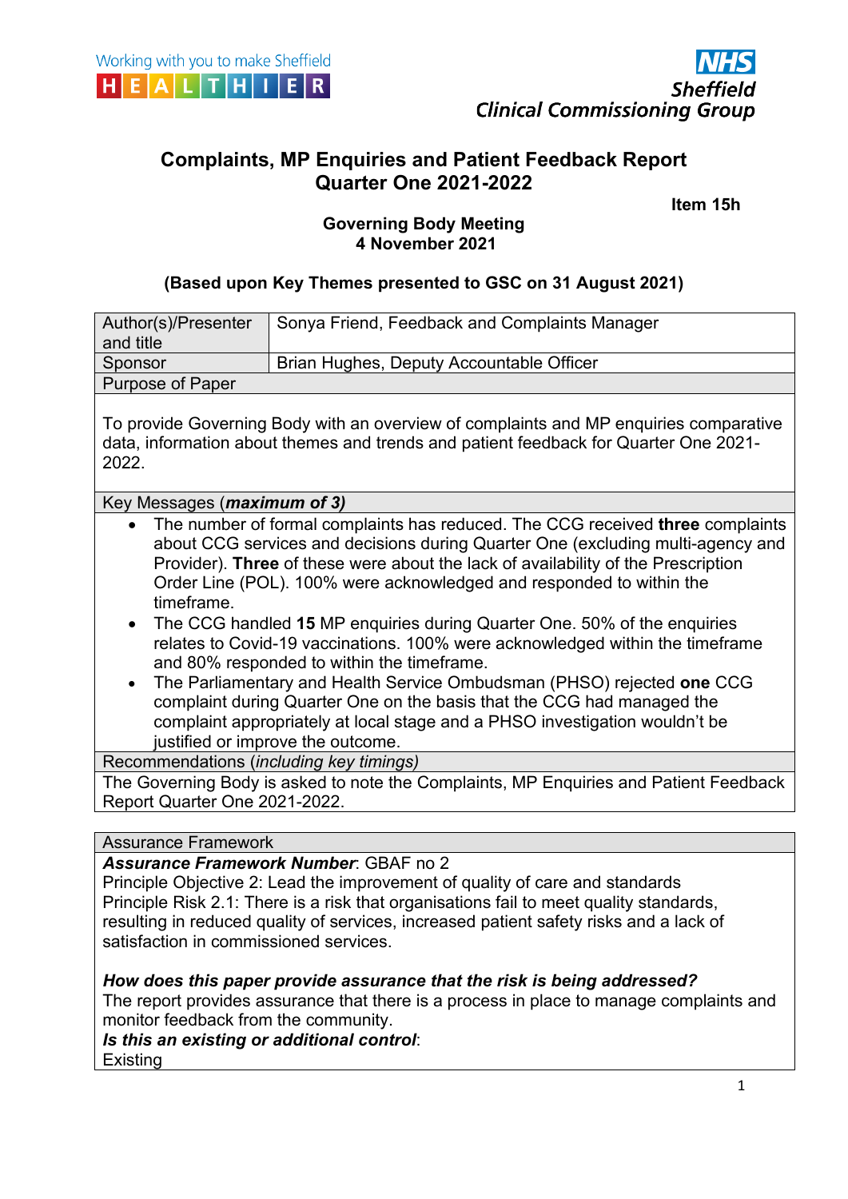Working with you to make Sheffield HEALTHIER

NHS Sheffield Clinical Commissioning Group

# Complaints, MP Enquiries and Patient Feedback Report Quarter One 2021-2022

**Item 15h**

**Governing Body Meeting**
**4 November 2021**

**(Based upon Key Themes presented to GSC on 31 August 2021)**

| Author(s)/Presenter and title | Sonya Friend, Feedback and Complaints Manager |
|---|---|
| Sponsor | Brian Hughes, Deputy Accountable Officer |

**Purpose of Paper**

To provide Governing Body with an overview of complaints and MP enquiries comparative data, information about themes and trends and patient feedback for Quarter One 2021-2022.

**Key Messages (*maximum of 3)***

- The number of formal complaints has reduced. The CCG received **three** complaints about CCG services and decisions during Quarter One (excluding multi-agency and Provider). **Three** of these were about the lack of availability of the Prescription Order Line (POL). 100% were acknowledged and responded to within the timeframe.
- The CCG handled **15** MP enquiries during Quarter One. 50% of the enquiries relates to Covid-19 vaccinations. 100% were acknowledged within the timeframe and 80% responded to within the timeframe.
- The Parliamentary and Health Service Ombudsman (PHSO) rejected **one** CCG complaint during Quarter One on the basis that the CCG had managed the complaint appropriately at local stage and a PHSO investigation wouldn't be justified or improve the outcome.

**Recommendations (*including key timings*)**

The Governing Body is asked to note the Complaints, MP Enquiries and Patient Feedback Report Quarter One 2021-2022.

**Assurance Framework**

***Assurance Framework Number***: GBAF no 2
Principle Objective 2: Lead the improvement of quality of care and standards
Principle Risk 2.1: There is a risk that organisations fail to meet quality standards, resulting in reduced quality of services, increased patient safety risks and a lack of satisfaction in commissioned services.

***How does this paper provide assurance that the risk is being addressed?***
The report provides assurance that there is a process in place to manage complaints and monitor feedback from the community.
***Is this an existing or additional control***:
Existing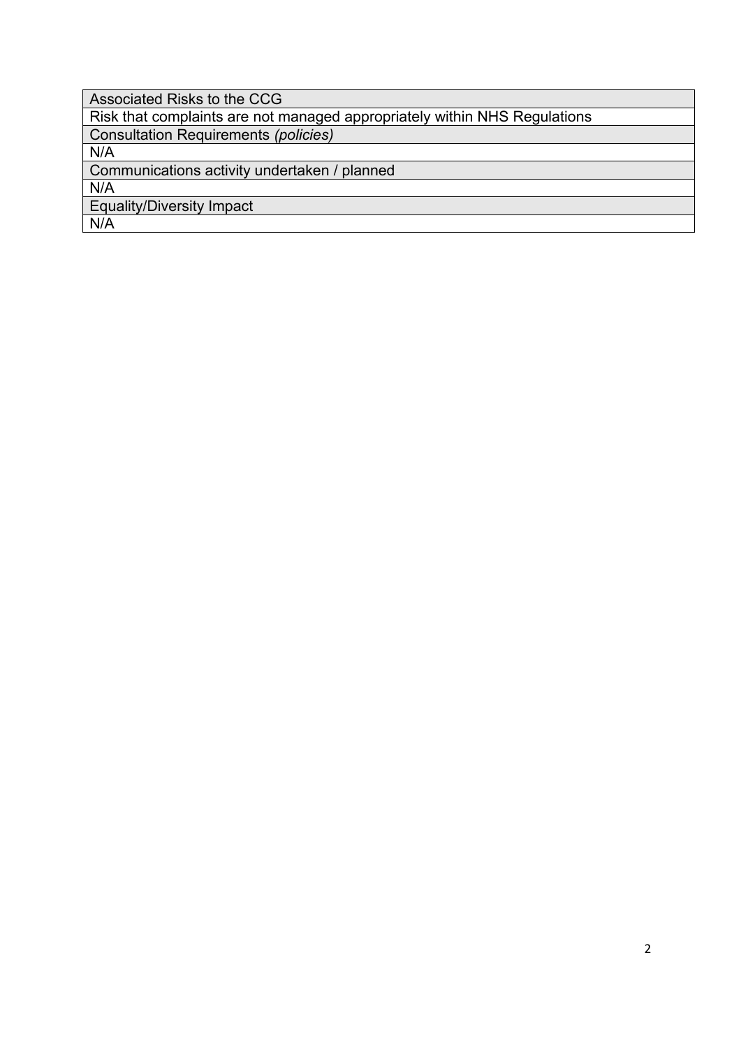| Associated Risks to the CCG |
| --- |
| Risk that complaints are not managed appropriately within NHS Regulations |
| Consultation Requirements *(policies)* |
| N/A |
| Communications activity undertaken / planned |
| N/A |
| Equality/Diversity Impact |
| N/A |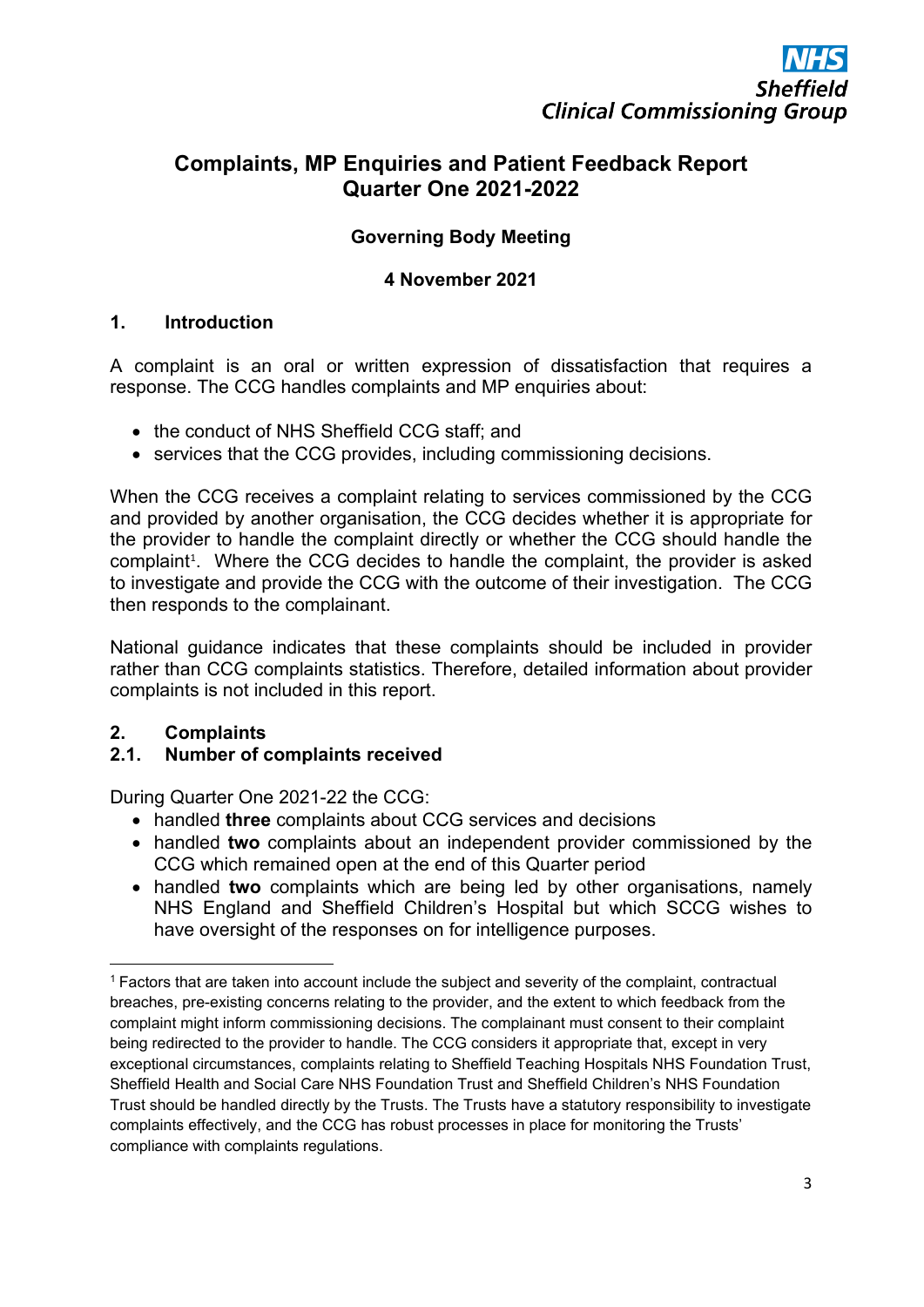# Complaints, MP Enquiries and Patient Feedback Report Quarter One 2021-2022

**Governing Body Meeting**

**4 November 2021**

## 1. Introduction

A complaint is an oral or written expression of dissatisfaction that requires a response. The CCG handles complaints and MP enquiries about:

- the conduct of NHS Sheffield CCG staff; and
- services that the CCG provides, including commissioning decisions.

When the CCG receives a complaint relating to services commissioned by the CCG and provided by another organisation, the CCG decides whether it is appropriate for the provider to handle the complaint directly or whether the CCG should handle the complaint[1]. Where the CCG decides to handle the complaint, the provider is asked to investigate and provide the CCG with the outcome of their investigation. The CCG then responds to the complainant.

National guidance indicates that these complaints should be included in provider rather than CCG complaints statistics. Therefore, detailed information about provider complaints is not included in this report.

## 2. Complaints

### 2.1. Number of complaints received

During Quarter One 2021-22 the CCG:

- handled **three** complaints about CCG services and decisions
- handled **two** complaints about an independent provider commissioned by the CCG which remained open at the end of this Quarter period
- handled **two** complaints which are being led by other organisations, namely NHS England and Sheffield Children's Hospital but which SCCG wishes to have oversight of the responses on for intelligence purposes.

---

[1] Factors that are taken into account include the subject and severity of the complaint, contractual breaches, pre-existing concerns relating to the provider, and the extent to which feedback from the complaint might inform commissioning decisions. The complainant must consent to their complaint being redirected to the provider to handle. The CCG considers it appropriate that, except in very exceptional circumstances, complaints relating to Sheffield Teaching Hospitals NHS Foundation Trust, Sheffield Health and Social Care NHS Foundation Trust and Sheffield Children's NHS Foundation Trust should be handled directly by the Trusts. The Trusts have a statutory responsibility to investigate complaints effectively, and the CCG has robust processes in place for monitoring the Trusts' compliance with complaints regulations.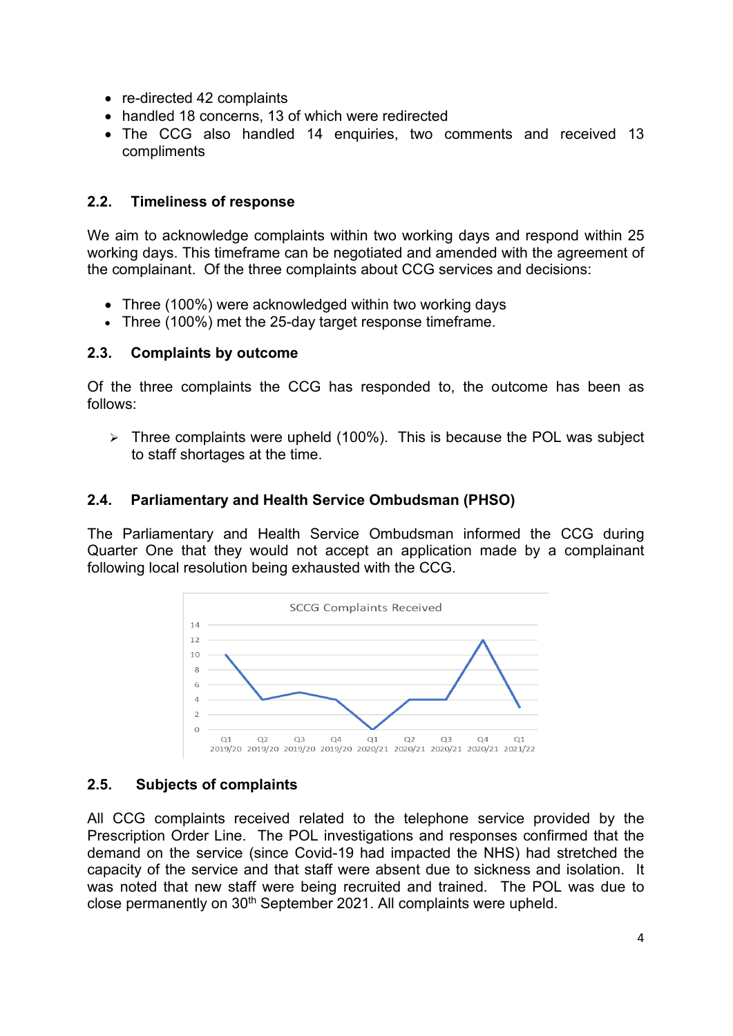- re-directed 42 complaints
- handled 18 concerns, 13 of which were redirected
- The CCG also handled 14 enquiries, two comments and received 13 compliments

### 2.2. Timeliness of response

We aim to acknowledge complaints within two working days and respond within 25 working days. This timeframe can be negotiated and amended with the agreement of the complainant. Of the three complaints about CCG services and decisions:

- Three (100%) were acknowledged within two working days
- Three (100%) met the 25-day target response timeframe.

### 2.3. Complaints by outcome

Of the three complaints the CCG has responded to, the outcome has been as follows:

- Three complaints were upheld (100%). This is because the POL was subject to staff shortages at the time.

### 2.4. Parliamentary and Health Service Ombudsman (PHSO)

The Parliamentary and Health Service Ombudsman informed the CCG during Quarter One that they would not accept an application made by a complainant following local resolution being exhausted with the CCG.

### 2.5. Subjects of complaints

All CCG complaints received related to the telephone service provided by the Prescription Order Line. The POL investigations and responses confirmed that the demand on the service (since Covid-19 had impacted the NHS) had stretched the capacity of the service and that staff were absent due to sickness and isolation. It was noted that new staff were being recruited and trained. The POL was due to close permanently on 30th September 2021. All complaints were upheld.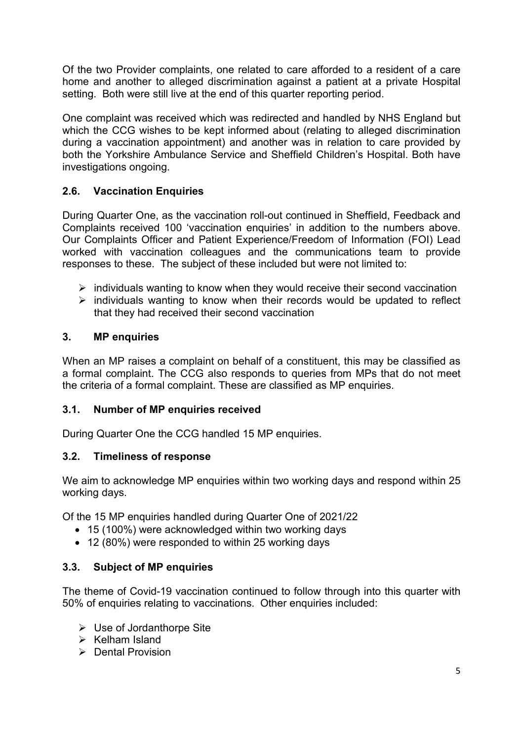Of the two Provider complaints, one related to care afforded to a resident of a care home and another to alleged discrimination against a patient at a private Hospital setting. Both were still live at the end of this quarter reporting period.

One complaint was received which was redirected and handled by NHS England but which the CCG wishes to be kept informed about (relating to alleged discrimination during a vaccination appointment) and another was in relation to care provided by both the Yorkshire Ambulance Service and Sheffield Children's Hospital. Both have investigations ongoing.

### 2.6. Vaccination Enquiries

During Quarter One, as the vaccination roll-out continued in Sheffield, Feedback and Complaints received 100 'vaccination enquiries' in addition to the numbers above. Our Complaints Officer and Patient Experience/Freedom of Information (FOI) Lead worked with vaccination colleagues and the communications team to provide responses to these. The subject of these included but were not limited to:

- individuals wanting to know when they would receive their second vaccination
- individuals wanting to know when their records would be updated to reflect that they had received their second vaccination

## 3. MP enquiries

When an MP raises a complaint on behalf of a constituent, this may be classified as a formal complaint. The CCG also responds to queries from MPs that do not meet the criteria of a formal complaint. These are classified as MP enquiries.

### 3.1. Number of MP enquiries received

During Quarter One the CCG handled 15 MP enquiries.

### 3.2. Timeliness of response

We aim to acknowledge MP enquiries within two working days and respond within 25 working days.

Of the 15 MP enquiries handled during Quarter One of 2021/22

- 15 (100%) were acknowledged within two working days
- 12 (80%) were responded to within 25 working days

### 3.3. Subject of MP enquiries

The theme of Covid-19 vaccination continued to follow through into this quarter with 50% of enquiries relating to vaccinations. Other enquiries included:

- Use of Jordanthorpe Site
- Kelham Island
- Dental Provision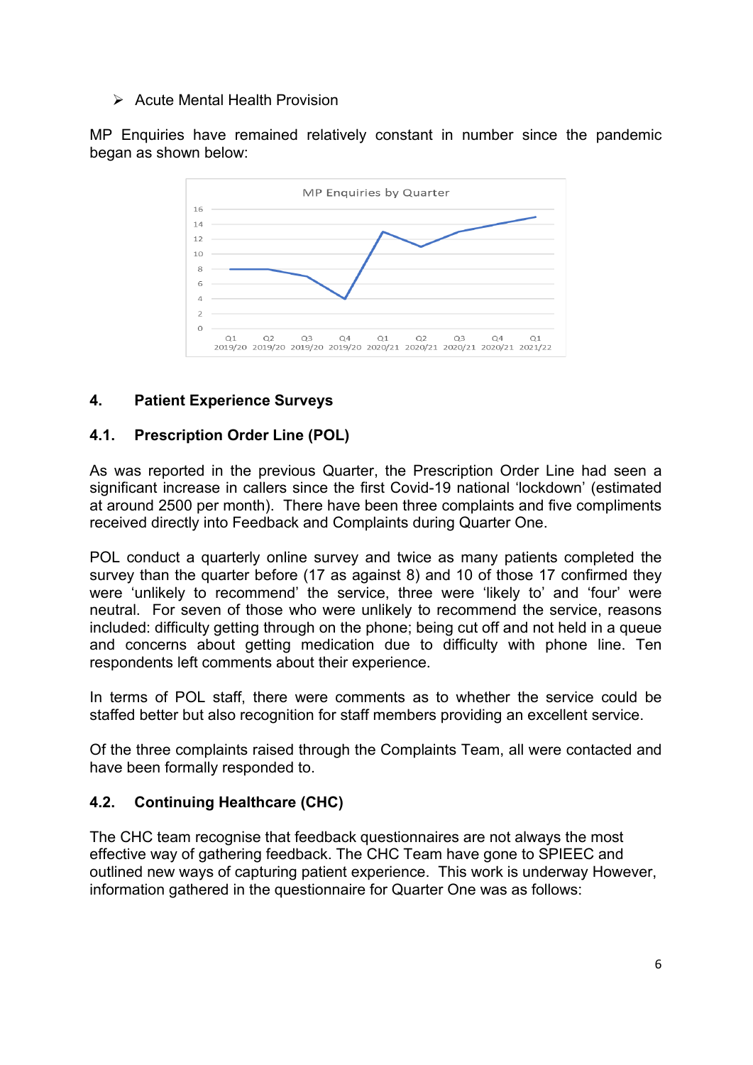- Acute Mental Health Provision

MP Enquiries have remained relatively constant in number since the pandemic began as shown below:

MP Enquiries by Quarter

## 4. Patient Experience Surveys

### 4.1. Prescription Order Line (POL)

As was reported in the previous Quarter, the Prescription Order Line had seen a significant increase in callers since the first Covid-19 national 'lockdown' (estimated at around 2500 per month). There have been three complaints and five compliments received directly into Feedback and Complaints during Quarter One.

POL conduct a quarterly online survey and twice as many patients completed the survey than the quarter before (17 as against 8) and 10 of those 17 confirmed they were 'unlikely to recommend' the service, three were 'likely to' and 'four' were neutral. For seven of those who were unlikely to recommend the service, reasons included: difficulty getting through on the phone; being cut off and not held in a queue and concerns about getting medication due to difficulty with phone line. Ten respondents left comments about their experience.

In terms of POL staff, there were comments as to whether the service could be staffed better but also recognition for staff members providing an excellent service.

Of the three complaints raised through the Complaints Team, all were contacted and have been formally responded to.

### 4.2. Continuing Healthcare (CHC)

The CHC team recognise that feedback questionnaires are not always the most effective way of gathering feedback. The CHC Team have gone to SPIEEC and outlined new ways of capturing patient experience. This work is underway However, information gathered in the questionnaire for Quarter One was as follows: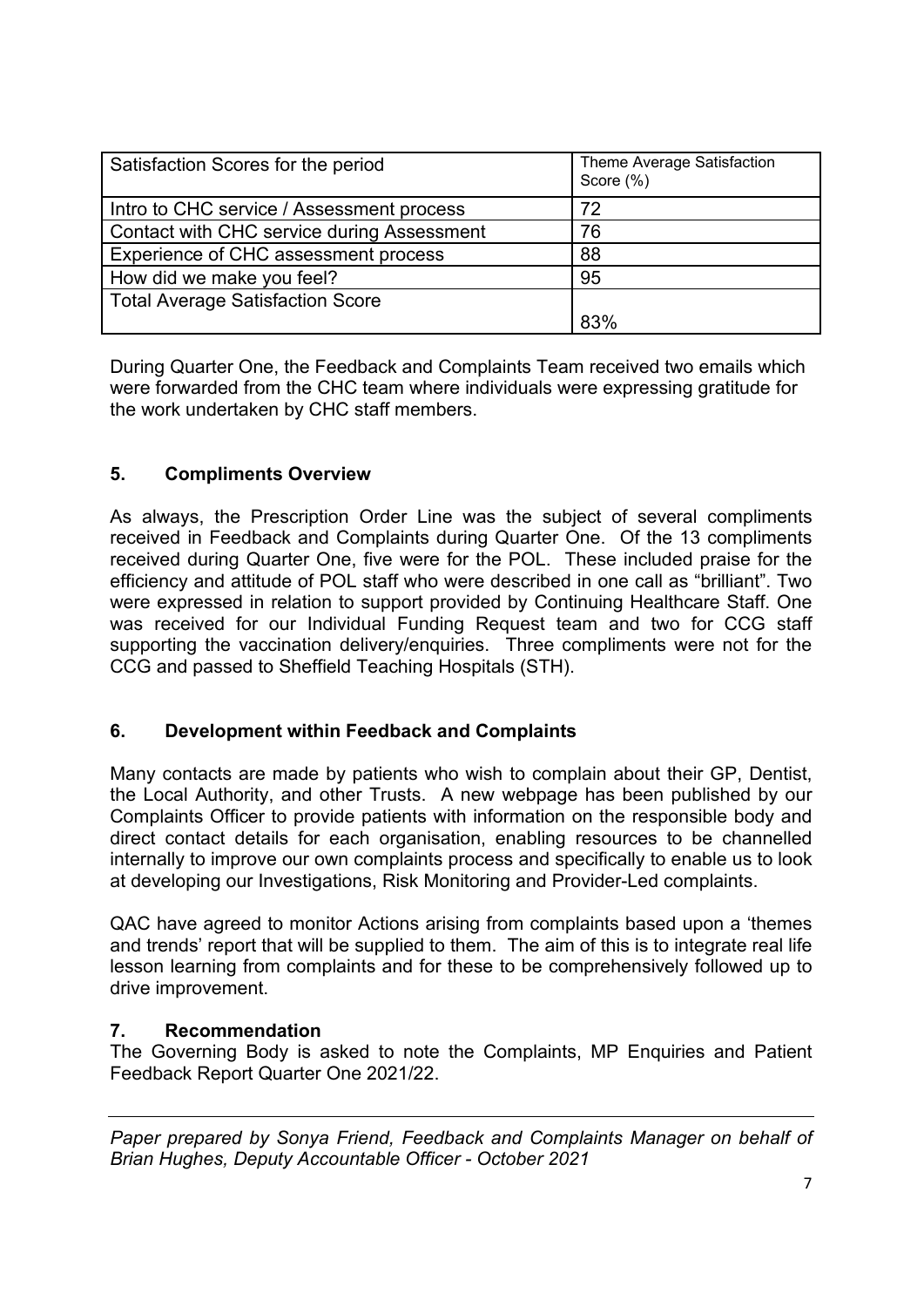| Satisfaction Scores for the period | Theme Average Satisfaction Score (%) |
| --- | --- |
| Intro to CHC service / Assessment process | 72 |
| Contact with CHC service during Assessment | 76 |
| Experience of CHC assessment process | 88 |
| How did we make you feel? | 95 |
| Total Average Satisfaction Score | 83% |

During Quarter One, the Feedback and Complaints Team received two emails which were forwarded from the CHC team where individuals were expressing gratitude for the work undertaken by CHC staff members.

## 5. Compliments Overview

As always, the Prescription Order Line was the subject of several compliments received in Feedback and Complaints during Quarter One. Of the 13 compliments received during Quarter One, five were for the POL. These included praise for the efficiency and attitude of POL staff who were described in one call as "brilliant". Two were expressed in relation to support provided by Continuing Healthcare Staff. One was received for our Individual Funding Request team and two for CCG staff supporting the vaccination delivery/enquiries. Three compliments were not for the CCG and passed to Sheffield Teaching Hospitals (STH).

## 6. Development within Feedback and Complaints

Many contacts are made by patients who wish to complain about their GP, Dentist, the Local Authority, and other Trusts. A new webpage has been published by our Complaints Officer to provide patients with information on the responsible body and direct contact details for each organisation, enabling resources to be channelled internally to improve our own complaints process and specifically to enable us to look at developing our Investigations, Risk Monitoring and Provider-Led complaints.

QAC have agreed to monitor Actions arising from complaints based upon a 'themes and trends' report that will be supplied to them. The aim of this is to integrate real life lesson learning from complaints and for these to be comprehensively followed up to drive improvement.

## 7. Recommendation

The Governing Body is asked to note the Complaints, MP Enquiries and Patient Feedback Report Quarter One 2021/22.

---

*Paper prepared by Sonya Friend, Feedback and Complaints Manager on behalf of Brian Hughes, Deputy Accountable Officer - October 2021*